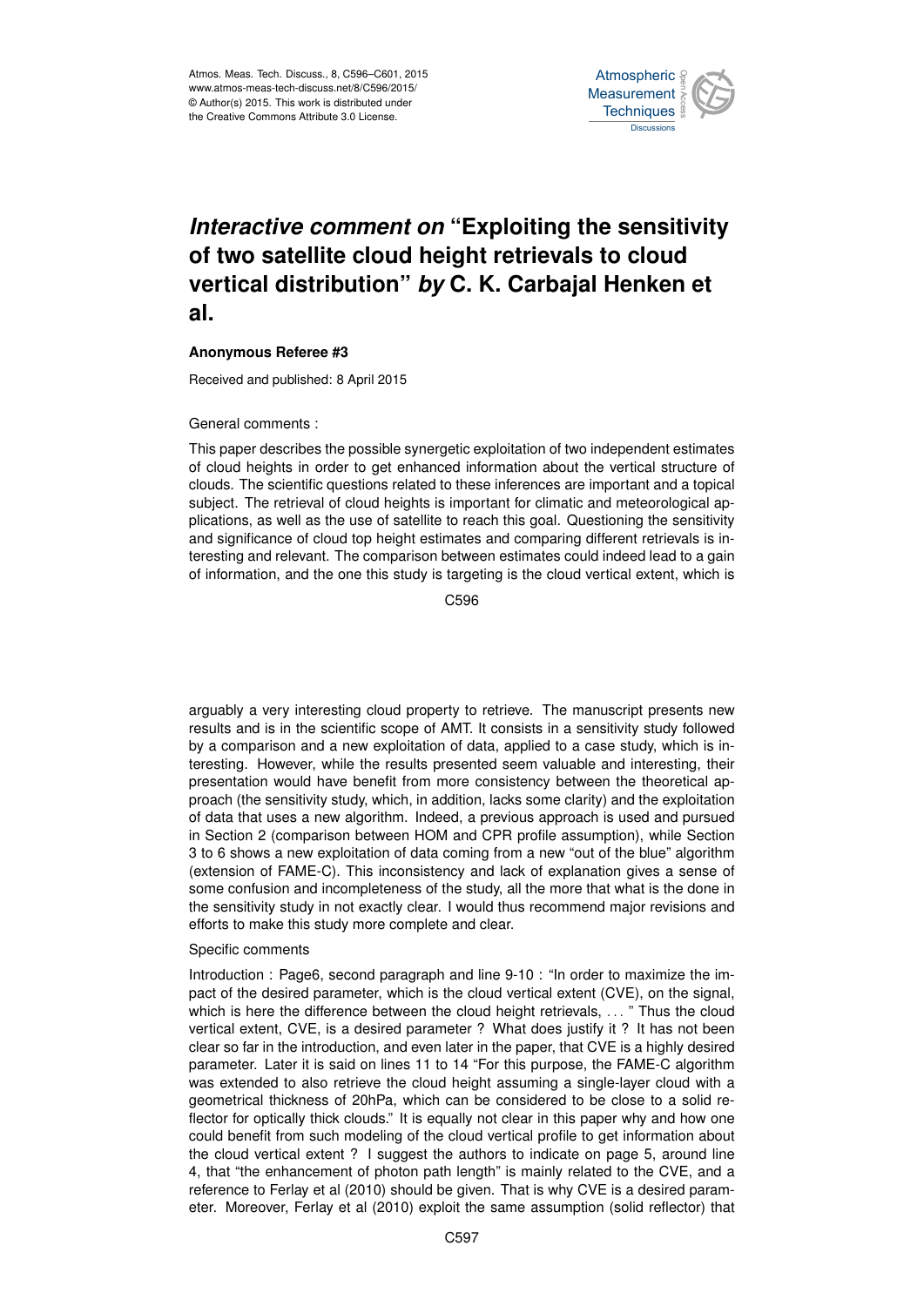# *Interactive comment on* "Exploiting the sensitivity of two satellite cloud height retrievals to cloud vertical distribution" *by* C. K. Carbajal Henken et al.

**Anonymous Referee #3**

Received and published: 8 April 2015

General comments :

This paper describes the possible synergetic exploitation of two independent estimates of cloud heights in order to get enhanced information about the vertical structure of clouds. The scientific questions related to these inferences are important and a topical subject. The retrieval of cloud heights is important for climatic and meteorological applications, as well as the use of satellite to reach this goal. Questioning the sensitivity and significance of cloud top height estimates and comparing different retrievals is interesting and relevant. The comparison between estimates could indeed lead to a gain of information, and the one this study is targeting is the cloud vertical extent, which is arguably a very interesting cloud property to retrieve. The manuscript presents new results and is in the scientific scope of AMT. It consists in a sensitivity study followed by a comparison and a new exploitation of data, applied to a case study, which is interesting. However, while the results presented seem valuable and interesting, their presentation would have benefit from more consistency between the theoretical approach (the sensitivity study, which, in addition, lacks some clarity) and the exploitation of data that uses a new algorithm. Indeed, a previous approach is used and pursued in Section 2 (comparison between HOM and CPR profile assumption), while Section 3 to 6 shows a new exploitation of data coming from a new "out of the blue" algorithm (extension of FAME-C). This inconsistency and lack of explanation gives a sense of some confusion and incompleteness of the study, all the more that what is the done in the sensitivity study in not exactly clear. I would thus recommend major revisions and efforts to make this study more complete and clear.

Specific comments

Introduction : Page6, second paragraph and line 9-10 : "In order to maximize the impact of the desired parameter, which is the cloud vertical extent (CVE), on the signal, which is here the difference between the cloud height retrievals, . . . " Thus the cloud vertical extent, CVE, is a desired parameter ? What does justify it ? It has not been clear so far in the introduction, and even later in the paper, that CVE is a highly desired parameter. Later it is said on lines 11 to 14 "For this purpose, the FAME-C algorithm was extended to also retrieve the cloud height assuming a single-layer cloud with a geometrical thickness of 20hPa, which can be considered to be close to a solid reflector for optically thick clouds." It is equally not clear in this paper why and how one could benefit from such modeling of the cloud vertical profile to get information about the cloud vertical extent ? I suggest the authors to indicate on page 5, around line 4, that "the enhancement of photon path length" is mainly related to the CVE, and a reference to Ferlay et al (2010) should be given. That is why CVE is a desired parameter. Moreover, Ferlay et al (2010) exploit the same assumption (solid reflector) that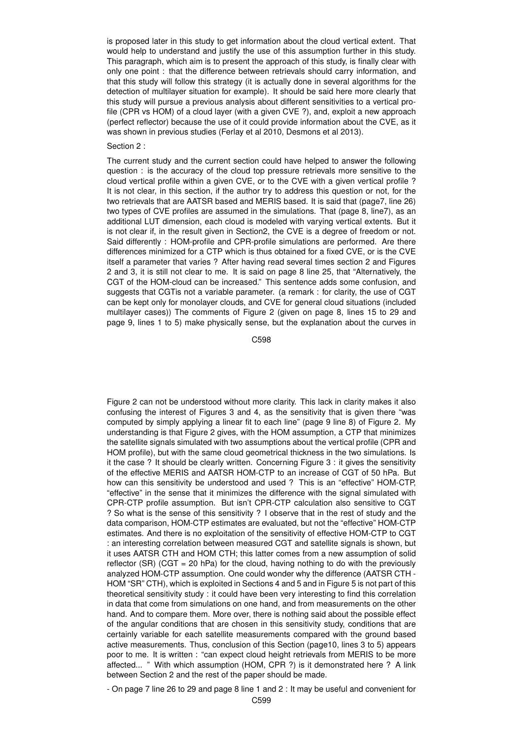is proposed later in this study to get information about the cloud vertical extent. That would help to understand and justify the use of this assumption further in this study. This paragraph, which aim is to present the approach of this study, is finally clear with only one point : that the difference between retrievals should carry information, and that this study will follow this strategy (it is actually done in several algorithms for the detection of multilayer situation for example). It should be said here more clearly that this study will pursue a previous analysis about different sensitivities to a vertical profile (CPR vs HOM) of a cloud layer (with a given CVE ?), and, exploit a new approach (perfect reflector) because the use of it could provide information about the CVE, as it was shown in previous studies (Ferlay et al 2010, Desmons et al 2013).

Section 2 :

The current study and the current section could have helped to answer the following question : is the accuracy of the cloud top pressure retrievals more sensitive to the cloud vertical profile within a given CVE, or to the CVE with a given vertical profile ? It is not clear, in this section, if the author try to address this question or not, for the two retrievals that are AATSR based and MERIS based. It is said that (page7, line 26) two types of CVE profiles are assumed in the simulations. That (page 8, line7), as an additional LUT dimension, each cloud is modeled with varying vertical extents. But it is not clear if, in the result given in Section2, the CVE is a degree of freedom or not. Said differently : HOM-profile and CPR-profile simulations are performed. Are there differences minimized for a CTP which is thus obtained for a fixed CVE, or is the CVE itself a parameter that varies ? After having read several times section 2 and Figures 2 and 3, it is still not clear to me. It is said on page 8 line 25, that "Alternatively, the CGT of the HOM-cloud can be increased." This sentence adds some confusion, and suggests that CGTis not a variable parameter. (a remark : for clarity, the use of CGT can be kept only for monolayer clouds, and CVE for general cloud situations (included multilayer cases)) The comments of Figure 2 (given on page 8, lines 15 to 29 and page 9, lines 1 to 5) make physically sense, but the explanation about the curves in Figure 2 can not be understood without more clarity. This lack in clarity makes it also confusing the interest of Figures 3 and 4, as the sensitivity that is given there "was computed by simply applying a linear fit to each line" (page 9 line 8) of Figure 2. My understanding is that Figure 2 gives, with the HOM assumption, a CTP that minimizes the satellite signals simulated with two assumptions about the vertical profile (CPR and HOM profile), but with the same cloud geometrical thickness in the two simulations. Is it the case ? It should be clearly written. Concerning Figure 3 : it gives the sensitivity of the effective MERIS and AATSR HOM-CTP to an increase of CGT of 50 hPa. But how can this sensitivity be understood and used ? This is an "effective" HOM-CTP, "effective" in the sense that it minimizes the difference with the signal simulated with CPR-CTP profile assumption. But isn't CPR-CTP calculation also sensitive to CGT ? So what is the sense of this sensitivity ? I observe that in the rest of study and the data comparison, HOM-CTP estimates are evaluated, but not the "effective" HOM-CTP estimates. And there is no exploitation of the sensitivity of effective HOM-CTP to CGT : an interesting correlation between measured CGT and satellite signals is shown, but it uses AATSR CTH and HOM CTH; this latter comes from a new assumption of solid reflector (SR) (CGT = 20 hPa) for the cloud, having nothing to do with the previously analyzed HOM-CTP assumption. One could wonder why the difference (AATSR CTH - HOM "SR" CTH), which is exploited in Sections 4 and 5 and in Figure 5 is not part of this theoretical sensitivity study : it could have been very interesting to find this correlation in data that come from simulations on one hand, and from measurements on the other hand. And to compare them. More over, there is nothing said about the possible effect of the angular conditions that are chosen in this sensitivity study, conditions that are certainly variable for each satellite measurements compared with the ground based active measurements. Thus, conclusion of this Section (page10, lines 3 to 5) appears poor to me. It is written : "can expect cloud height retrievals from MERIS to be more affected... " With which assumption (HOM, CPR ?) is it demonstrated here ? A link between Section 2 and the rest of the paper should be made.

- On page 7 line 26 to 29 and page 8 line 1 and 2 : It may be useful and convenient for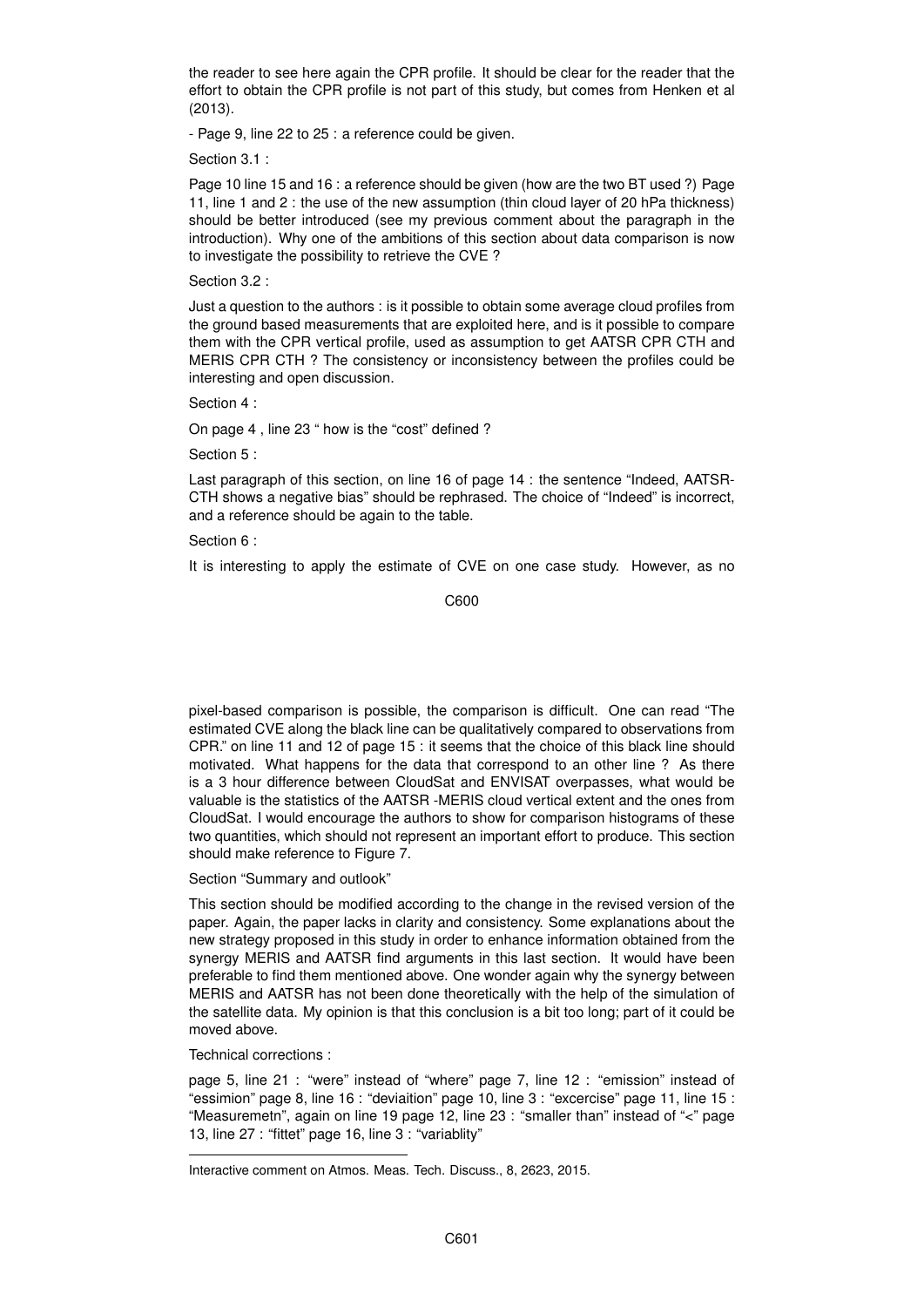the reader to see here again the CPR profile. It should be clear for the reader that the effort to obtain the CPR profile is not part of this study, but comes from Henken et al (2013).

- Page 9, line 22 to 25 : a reference could be given.

Section 3.1 :

Page 10 line 15 and 16 : a reference should be given (how are the two BT used ?) Page 11, line 1 and 2 : the use of the new assumption (thin cloud layer of 20 hPa thickness) should be better introduced (see my previous comment about the paragraph in the introduction). Why one of the ambitions of this section about data comparison is now to investigate the possibility to retrieve the CVE ?

Section 3.2 :

Just a question to the authors : is it possible to obtain some average cloud profiles from the ground based measurements that are exploited here, and is it possible to compare them with the CPR vertical profile, used as assumption to get AATSR CPR CTH and MERIS CPR CTH ? The consistency or inconsistency between the profiles could be interesting and open discussion.

Section 4 :

On page 4 , line 23 " how is the "cost" defined ?

Section 5 :

Last paragraph of this section, on line 16 of page 14 : the sentence "Indeed, AATSR-CTH shows a negative bias" should be rephrased. The choice of "Indeed" is incorrect, and a reference should be again to the table.

Section 6 :

It is interesting to apply the estimate of CVE on one case study. However, as no pixel-based comparison is possible, the comparison is difficult. One can read "The estimated CVE along the black line can be qualitatively compared to observations from CPR." on line 11 and 12 of page 15 : it seems that the choice of this black line should motivated. What happens for the data that correspond to an other line ? As there is a 3 hour difference between CloudSat and ENVISAT overpasses, what would be valuable is the statistics of the AATSR -MERIS cloud vertical extent and the ones from CloudSat. I would encourage the authors to show for comparison histograms of these two quantities, which should not represent an important effort to produce. This section should make reference to Figure 7.

Section "Summary and outlook"

This section should be modified according to the change in the revised version of the paper. Again, the paper lacks in clarity and consistency. Some explanations about the new strategy proposed in this study in order to enhance information obtained from the synergy MERIS and AATSR find arguments in this last section. It would have been preferable to find them mentioned above. One wonder again why the synergy between MERIS and AATSR has not been done theoretically with the help of the simulation of the satellite data. My opinion is that this conclusion is a bit too long; part of it could be moved above.

Technical corrections :

page 5, line 21 : "were" instead of "where" page 7, line 12 : "emission" instead of "essimion" page 8, line 16 : "deviaition" page 10, line 3 : "excercise" page 11, line 15 : "Measuremetn", again on line 19 page 12, line 23 : "smaller than" instead of "<" page 13, line 27 : "fittet" page 16, line 3 : "variablity"

---

Interactive comment on Atmos. Meas. Tech. Discuss., 8, 2623, 2015.